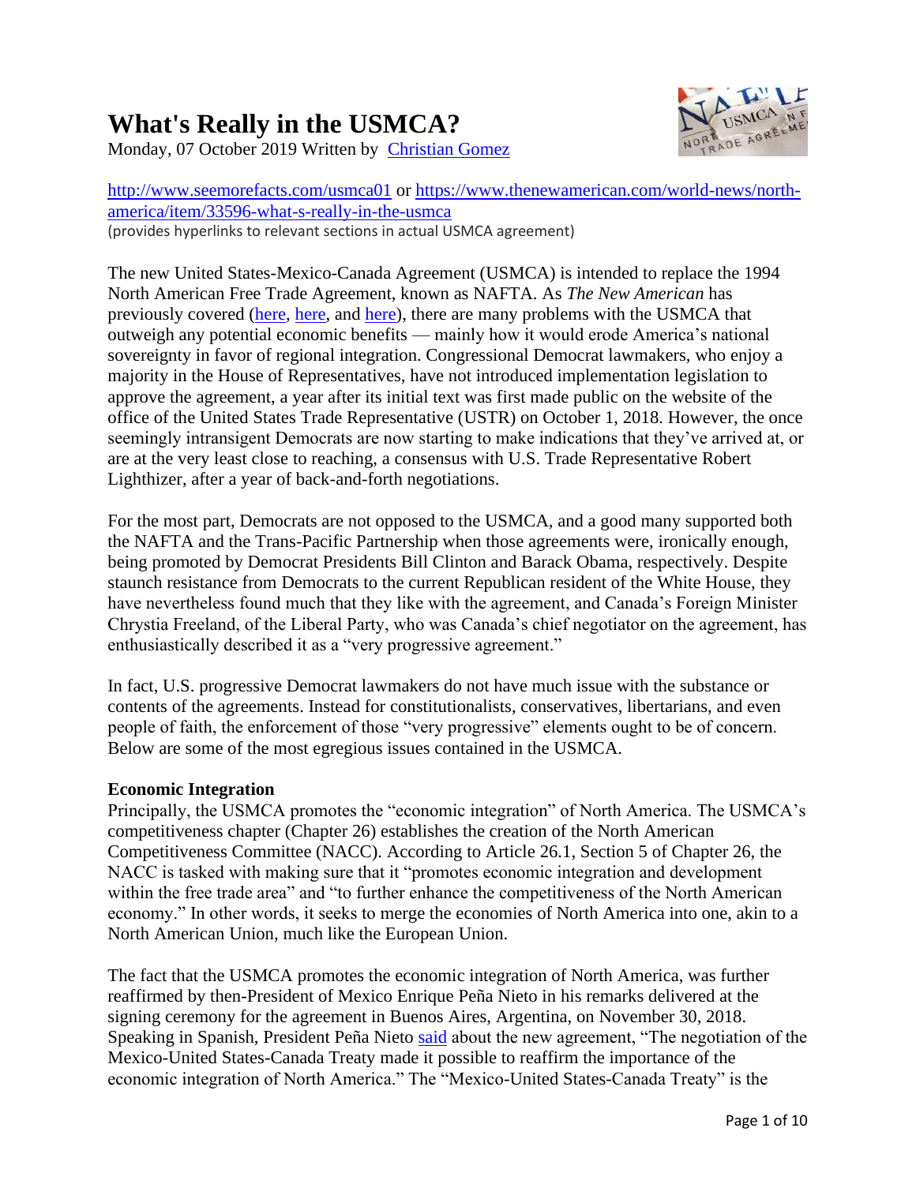# What's Really in the USMCA?

Monday, 07 October 2019 Written by Christian Gomez

http://www.seemorefacts.com/usmca01 or https://www.thenewamerican.com/world-news/north-america/item/33596-what-s-really-in-the-usmca
(provides hyperlinks to relevant sections in actual USMCA agreement)

The new United States-Mexico-Canada Agreement (USMCA) is intended to replace the 1994 North American Free Trade Agreement, known as NAFTA. As *The New American* has previously covered (here, here, and here), there are many problems with the USMCA that outweigh any potential economic benefits — mainly how it would erode America's national sovereignty in favor of regional integration. Congressional Democrat lawmakers, who enjoy a majority in the House of Representatives, have not introduced implementation legislation to approve the agreement, a year after its initial text was first made public on the website of the office of the United States Trade Representative (USTR) on October 1, 2018. However, the once seemingly intransigent Democrats are now starting to make indications that they've arrived at, or are at the very least close to reaching, a consensus with U.S. Trade Representative Robert Lighthizer, after a year of back-and-forth negotiations.

For the most part, Democrats are not opposed to the USMCA, and a good many supported both the NAFTA and the Trans-Pacific Partnership when those agreements were, ironically enough, being promoted by Democrat Presidents Bill Clinton and Barack Obama, respectively. Despite staunch resistance from Democrats to the current Republican resident of the White House, they have nevertheless found much that they like with the agreement, and Canada's Foreign Minister Chrystia Freeland, of the Liberal Party, who was Canada's chief negotiator on the agreement, has enthusiastically described it as a "very progressive agreement."

In fact, U.S. progressive Democrat lawmakers do not have much issue with the substance or contents of the agreements. Instead for constitutionalists, conservatives, libertarians, and even people of faith, the enforcement of those "very progressive" elements ought to be of concern. Below are some of the most egregious issues contained in the USMCA.

**Economic Integration**

Principally, the USMCA promotes the "economic integration" of North America. The USMCA's competitiveness chapter (Chapter 26) establishes the creation of the North American Competitiveness Committee (NACC). According to Article 26.1, Section 5 of Chapter 26, the NACC is tasked with making sure that it "promotes economic integration and development within the free trade area" and "to further enhance the competitiveness of the North American economy." In other words, it seeks to merge the economies of North America into one, akin to a North American Union, much like the European Union.

The fact that the USMCA promotes the economic integration of North America, was further reaffirmed by then-President of Mexico Enrique Peña Nieto in his remarks delivered at the signing ceremony for the agreement in Buenos Aires, Argentina, on November 30, 2018. Speaking in Spanish, President Peña Nieto said about the new agreement, "The negotiation of the Mexico-United States-Canada Treaty made it possible to reaffirm the importance of the economic integration of North America." The "Mexico-United States-Canada Treaty" is the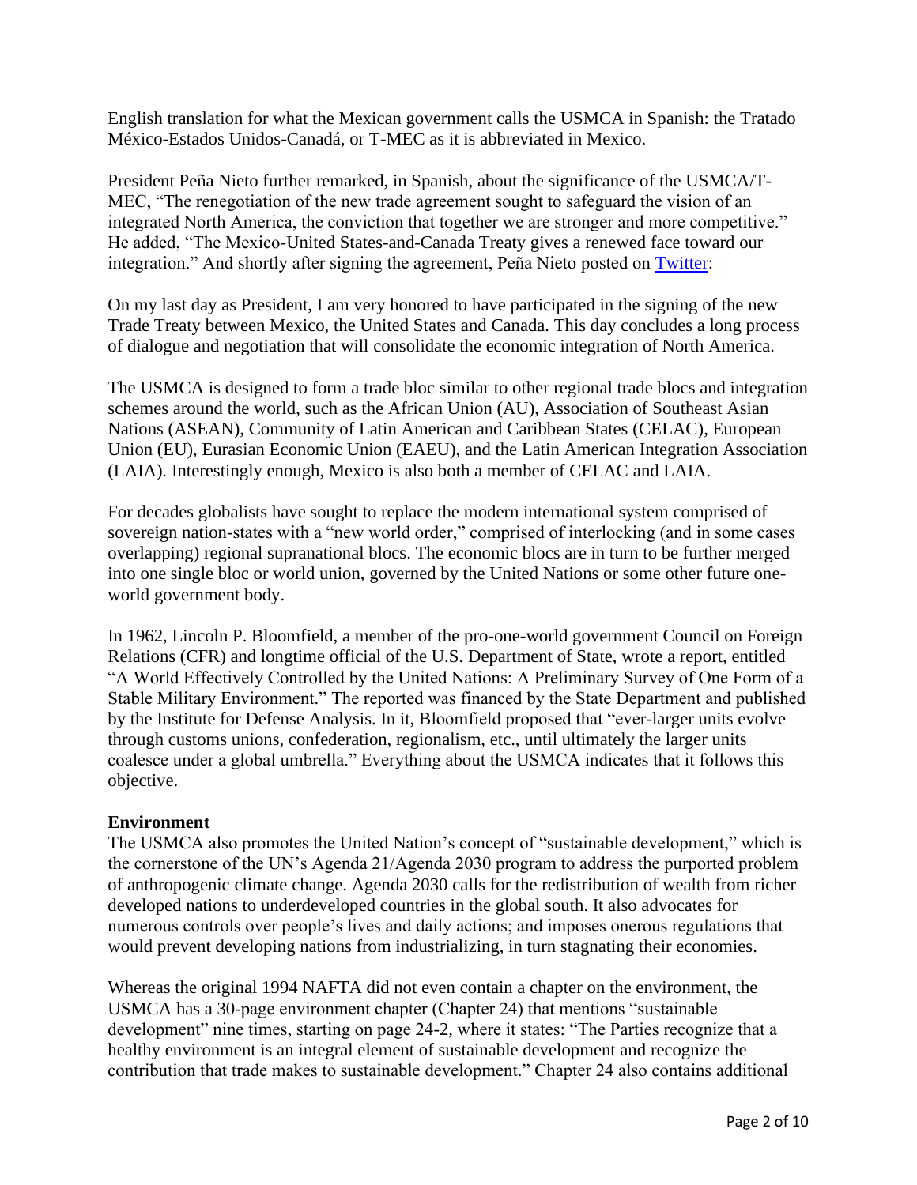English translation for what the Mexican government calls the USMCA in Spanish: the Tratado México-Estados Unidos-Canadá, or T-MEC as it is abbreviated in Mexico.

President Peña Nieto further remarked, in Spanish, about the significance of the USMCA/T-MEC, "The renegotiation of the new trade agreement sought to safeguard the vision of an integrated North America, the conviction that together we are stronger and more competitive." He added, "The Mexico-United States-and-Canada Treaty gives a renewed face toward our integration." And shortly after signing the agreement, Peña Nieto posted on Twitter:

On my last day as President, I am very honored to have participated in the signing of the new Trade Treaty between Mexico, the United States and Canada. This day concludes a long process of dialogue and negotiation that will consolidate the economic integration of North America.

The USMCA is designed to form a trade bloc similar to other regional trade blocs and integration schemes around the world, such as the African Union (AU), Association of Southeast Asian Nations (ASEAN), Community of Latin American and Caribbean States (CELAC), European Union (EU), Eurasian Economic Union (EAEU), and the Latin American Integration Association (LAIA). Interestingly enough, Mexico is also both a member of CELAC and LAIA.

For decades globalists have sought to replace the modern international system comprised of sovereign nation-states with a "new world order," comprised of interlocking (and in some cases overlapping) regional supranational blocs. The economic blocs are in turn to be further merged into one single bloc or world union, governed by the United Nations or some other future one-world government body.

In 1962, Lincoln P. Bloomfield, a member of the pro-one-world government Council on Foreign Relations (CFR) and longtime official of the U.S. Department of State, wrote a report, entitled "A World Effectively Controlled by the United Nations: A Preliminary Survey of One Form of a Stable Military Environment." The reported was financed by the State Department and published by the Institute for Defense Analysis. In it, Bloomfield proposed that "ever-larger units evolve through customs unions, confederation, regionalism, etc., until ultimately the larger units coalesce under a global umbrella." Everything about the USMCA indicates that it follows this objective.

**Environment**

The USMCA also promotes the United Nation's concept of "sustainable development," which is the cornerstone of the UN's Agenda 21/Agenda 2030 program to address the purported problem of anthropogenic climate change. Agenda 2030 calls for the redistribution of wealth from richer developed nations to underdeveloped countries in the global south. It also advocates for numerous controls over people's lives and daily actions; and imposes onerous regulations that would prevent developing nations from industrializing, in turn stagnating their economies.

Whereas the original 1994 NAFTA did not even contain a chapter on the environment, the USMCA has a 30-page environment chapter (Chapter 24) that mentions "sustainable development" nine times, starting on page 24-2, where it states: "The Parties recognize that a healthy environment is an integral element of sustainable development and recognize the contribution that trade makes to sustainable development." Chapter 24 also contains additional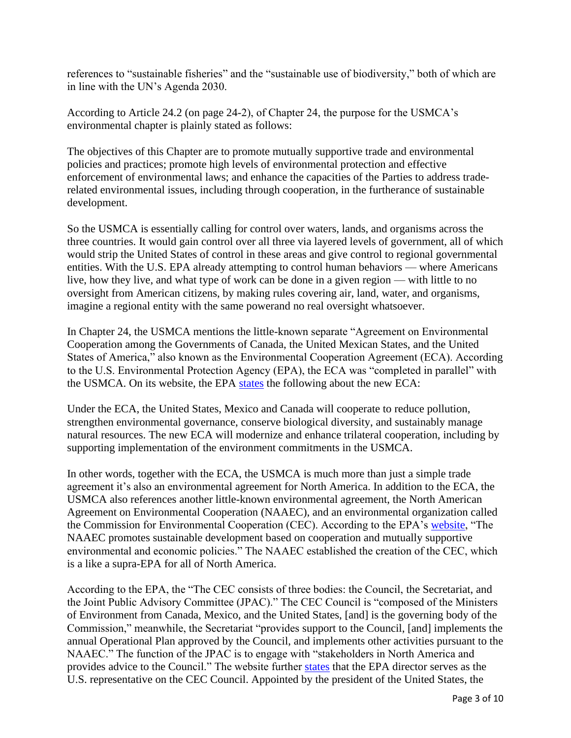references to "sustainable fisheries" and the "sustainable use of biodiversity," both of which are in line with the UN's Agenda 2030.

According to Article 24.2 (on page 24-2), of Chapter 24, the purpose for the USMCA's environmental chapter is plainly stated as follows:

The objectives of this Chapter are to promote mutually supportive trade and environmental policies and practices; promote high levels of environmental protection and effective enforcement of environmental laws; and enhance the capacities of the Parties to address trade-related environmental issues, including through cooperation, in the furtherance of sustainable development.

So the USMCA is essentially calling for control over waters, lands, and organisms across the three countries. It would gain control over all three via layered levels of government, all of which would strip the United States of control in these areas and give control to regional governmental entities. With the U.S. EPA already attempting to control human behaviors — where Americans live, how they live, and what type of work can be done in a given region — with little to no oversight from American citizens, by making rules covering air, land, water, and organisms, imagine a regional entity with the same powerand no real oversight whatsoever.

In Chapter 24, the USMCA mentions the little-known separate "Agreement on Environmental Cooperation among the Governments of Canada, the United Mexican States, and the United States of America," also known as the Environmental Cooperation Agreement (ECA). According to the U.S. Environmental Protection Agency (EPA), the ECA was "completed in parallel" with the USMCA. On its website, the EPA [states](#) the following about the new ECA:

Under the ECA, the United States, Mexico and Canada will cooperate to reduce pollution, strengthen environmental governance, conserve biological diversity, and sustainably manage natural resources. The new ECA will modernize and enhance trilateral cooperation, including by supporting implementation of the environment commitments in the USMCA.

In other words, together with the ECA, the USMCA is much more than just a simple trade agreement it's also an environmental agreement for North America. In addition to the ECA, the USMCA also references another little-known environmental agreement, the North American Agreement on Environmental Cooperation (NAAEC), and an environmental organization called the Commission for Environmental Cooperation (CEC). According to the EPA's [website](#), "The NAAEC promotes sustainable development based on cooperation and mutually supportive environmental and economic policies." The NAAEC established the creation of the CEC, which is a like a supra-EPA for all of North America.

According to the EPA, the "The CEC consists of three bodies: the Council, the Secretariat, and the Joint Public Advisory Committee (JPAC)." The CEC Council is "composed of the Ministers of Environment from Canada, Mexico, and the United States, [and] is the governing body of the Commission," meanwhile, the Secretariat "provides support to the Council, [and] implements the annual Operational Plan approved by the Council, and implements other activities pursuant to the NAAEC." The function of the JPAC is to engage with "stakeholders in North America and provides advice to the Council." The website further [states](#) that the EPA director serves as the U.S. representative on the CEC Council. Appointed by the president of the United States, the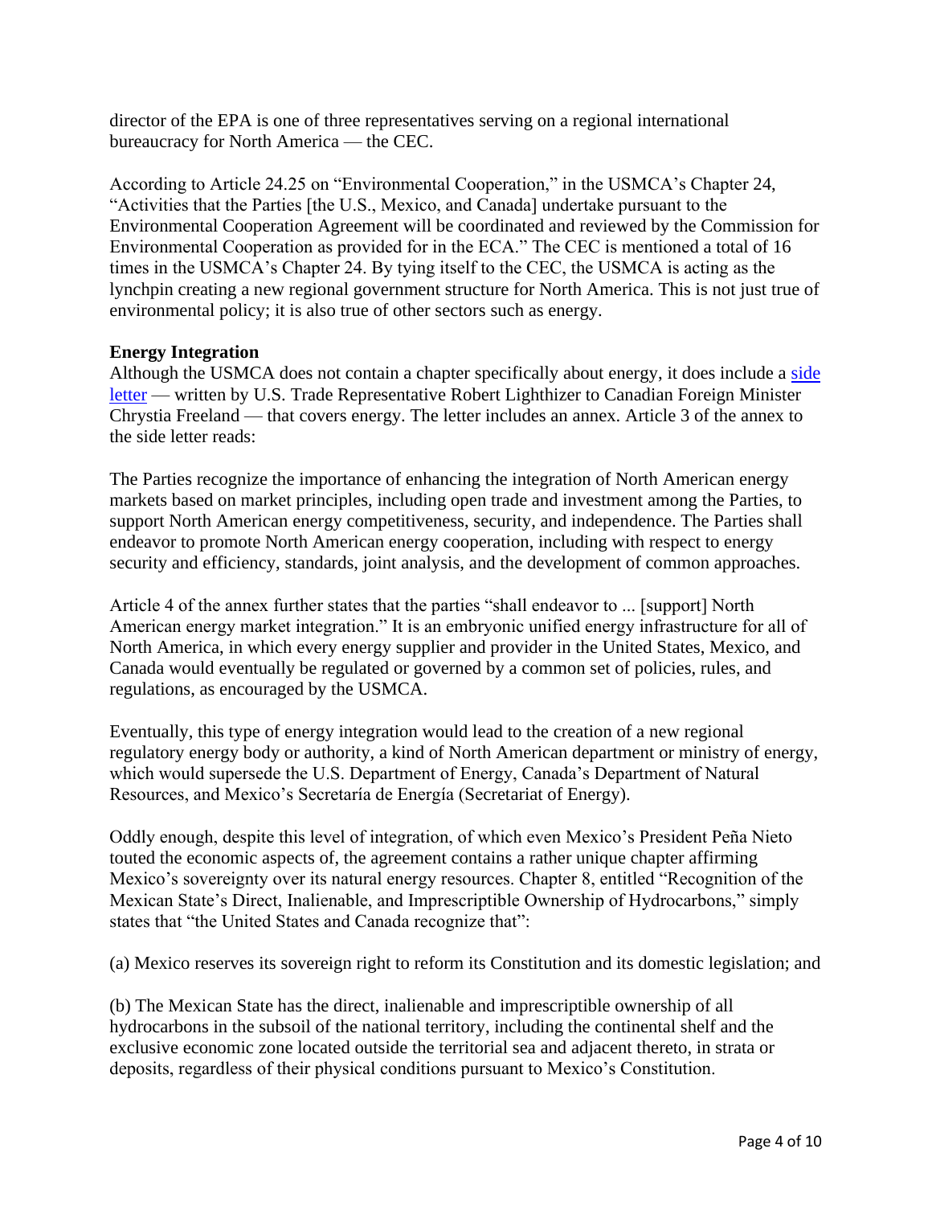director of the EPA is one of three representatives serving on a regional international bureaucracy for North America — the CEC.

According to Article 24.25 on "Environmental Cooperation," in the USMCA's Chapter 24, "Activities that the Parties [the U.S., Mexico, and Canada] undertake pursuant to the Environmental Cooperation Agreement will be coordinated and reviewed by the Commission for Environmental Cooperation as provided for in the ECA." The CEC is mentioned a total of 16 times in the USMCA's Chapter 24. By tying itself to the CEC, the USMCA is acting as the lynchpin creating a new regional government structure for North America. This is not just true of environmental policy; it is also true of other sectors such as energy.

**Energy Integration**

Although the USMCA does not contain a chapter specifically about energy, it does include a side letter — written by U.S. Trade Representative Robert Lighthizer to Canadian Foreign Minister Chrystia Freeland — that covers energy. The letter includes an annex. Article 3 of the annex to the side letter reads:

The Parties recognize the importance of enhancing the integration of North American energy markets based on market principles, including open trade and investment among the Parties, to support North American energy competitiveness, security, and independence. The Parties shall endeavor to promote North American energy cooperation, including with respect to energy security and efficiency, standards, joint analysis, and the development of common approaches.

Article 4 of the annex further states that the parties "shall endeavor to ... [support] North American energy market integration." It is an embryonic unified energy infrastructure for all of North America, in which every energy supplier and provider in the United States, Mexico, and Canada would eventually be regulated or governed by a common set of policies, rules, and regulations, as encouraged by the USMCA.

Eventually, this type of energy integration would lead to the creation of a new regional regulatory energy body or authority, a kind of North American department or ministry of energy, which would supersede the U.S. Department of Energy, Canada's Department of Natural Resources, and Mexico's Secretaría de Energía (Secretariat of Energy).

Oddly enough, despite this level of integration, of which even Mexico's President Peña Nieto touted the economic aspects of, the agreement contains a rather unique chapter affirming Mexico's sovereignty over its natural energy resources. Chapter 8, entitled "Recognition of the Mexican State's Direct, Inalienable, and Imprescriptible Ownership of Hydrocarbons," simply states that "the United States and Canada recognize that":

(a) Mexico reserves its sovereign right to reform its Constitution and its domestic legislation; and

(b) The Mexican State has the direct, inalienable and imprescriptible ownership of all hydrocarbons in the subsoil of the national territory, including the continental shelf and the exclusive economic zone located outside the territorial sea and adjacent thereto, in strata or deposits, regardless of their physical conditions pursuant to Mexico's Constitution.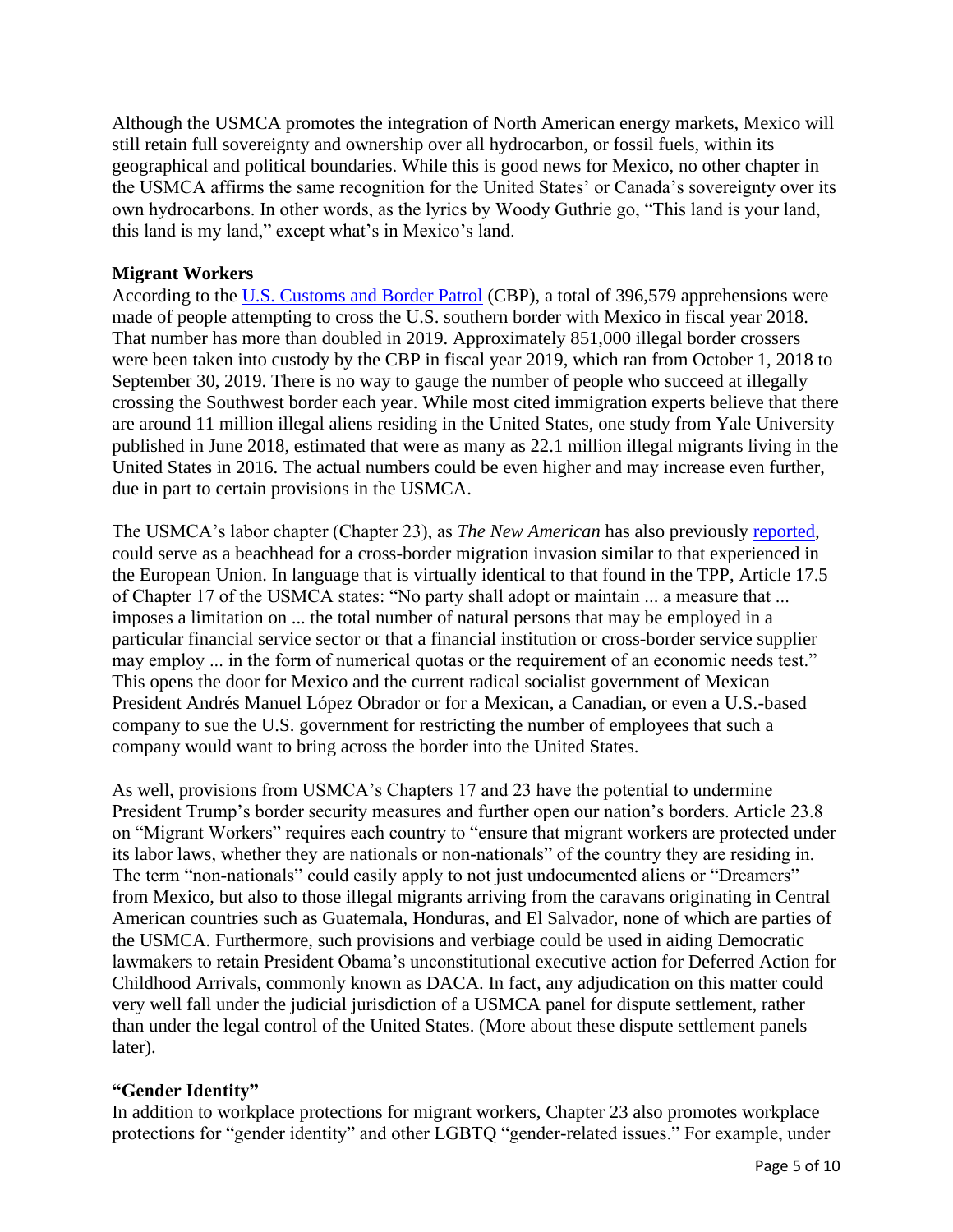Although the USMCA promotes the integration of North American energy markets, Mexico will still retain full sovereignty and ownership over all hydrocarbon, or fossil fuels, within its geographical and political boundaries. While this is good news for Mexico, no other chapter in the USMCA affirms the same recognition for the United States' or Canada's sovereignty over its own hydrocarbons. In other words, as the lyrics by Woody Guthrie go, "This land is your land, this land is my land," except what's in Mexico's land.

**Migrant Workers**

According to the [U.S. Customs and Border Patrol](U.S. Customs and Border Patrol) (CBP), a total of 396,579 apprehensions were made of people attempting to cross the U.S. southern border with Mexico in fiscal year 2018. That number has more than doubled in 2019. Approximately 851,000 illegal border crossers were been taken into custody by the CBP in fiscal year 2019, which ran from October 1, 2018 to September 30, 2019. There is no way to gauge the number of people who succeed at illegally crossing the Southwest border each year. While most cited immigration experts believe that there are around 11 million illegal aliens residing in the United States, one study from Yale University published in June 2018, estimated that were as many as 22.1 million illegal migrants living in the United States in 2016. The actual numbers could be even higher and may increase even further, due in part to certain provisions in the USMCA.

The USMCA's labor chapter (Chapter 23), as *The New American* has also previously reported, could serve as a beachhead for a cross-border migration invasion similar to that experienced in the European Union. In language that is virtually identical to that found in the TPP, Article 17.5 of Chapter 17 of the USMCA states: "No party shall adopt or maintain ... a measure that ... imposes a limitation on ... the total number of natural persons that may be employed in a particular financial service sector or that a financial institution or cross-border service supplier may employ ... in the form of numerical quotas or the requirement of an economic needs test." This opens the door for Mexico and the current radical socialist government of Mexican President Andrés Manuel López Obrador or for a Mexican, a Canadian, or even a U.S.-based company to sue the U.S. government for restricting the number of employees that such a company would want to bring across the border into the United States.

As well, provisions from USMCA's Chapters 17 and 23 have the potential to undermine President Trump's border security measures and further open our nation's borders. Article 23.8 on "Migrant Workers" requires each country to "ensure that migrant workers are protected under its labor laws, whether they are nationals or non-nationals" of the country they are residing in. The term "non-nationals" could easily apply to not just undocumented aliens or "Dreamers" from Mexico, but also to those illegal migrants arriving from the caravans originating in Central American countries such as Guatemala, Honduras, and El Salvador, none of which are parties of the USMCA. Furthermore, such provisions and verbiage could be used in aiding Democratic lawmakers to retain President Obama's unconstitutional executive action for Deferred Action for Childhood Arrivals, commonly known as DACA. In fact, any adjudication on this matter could very well fall under the judicial jurisdiction of a USMCA panel for dispute settlement, rather than under the legal control of the United States. (More about these dispute settlement panels later).

**"Gender Identity"**

In addition to workplace protections for migrant workers, Chapter 23 also promotes workplace protections for "gender identity" and other LGBTQ "gender-related issues." For example, under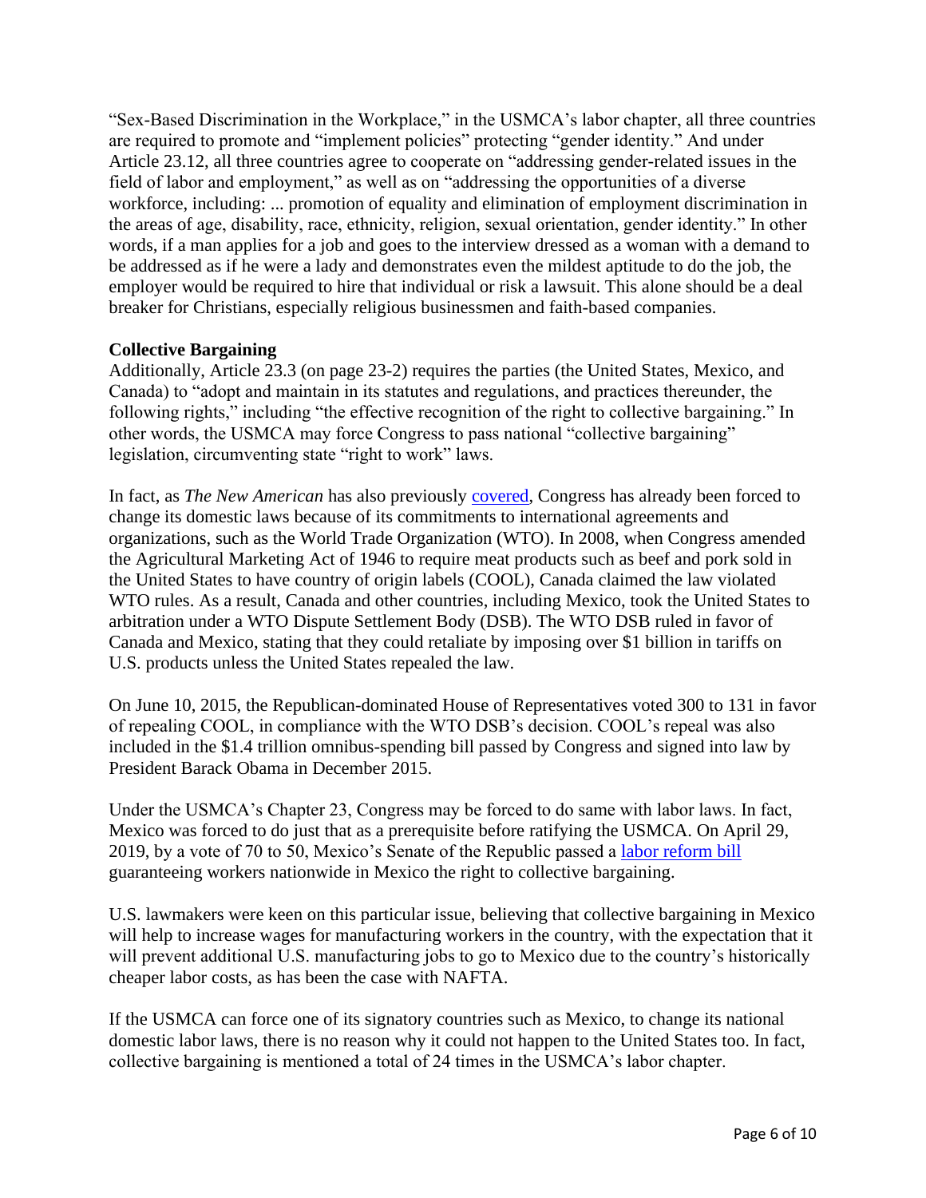"Sex-Based Discrimination in the Workplace," in the USMCA's labor chapter, all three countries are required to promote and "implement policies" protecting "gender identity." And under Article 23.12, all three countries agree to cooperate on "addressing gender-related issues in the field of labor and employment," as well as on "addressing the opportunities of a diverse workforce, including: ... promotion of equality and elimination of employment discrimination in the areas of age, disability, race, ethnicity, religion, sexual orientation, gender identity." In other words, if a man applies for a job and goes to the interview dressed as a woman with a demand to be addressed as if he were a lady and demonstrates even the mildest aptitude to do the job, the employer would be required to hire that individual or risk a lawsuit. This alone should be a deal breaker for Christians, especially religious businessmen and faith-based companies.

**Collective Bargaining**

Additionally, Article 23.3 (on page 23-2) requires the parties (the United States, Mexico, and Canada) to "adopt and maintain in its statutes and regulations, and practices thereunder, the following rights," including "the effective recognition of the right to collective bargaining." In other words, the USMCA may force Congress to pass national "collective bargaining" legislation, circumventing state "right to work" laws.

In fact, as *The New American* has also previously covered, Congress has already been forced to change its domestic laws because of its commitments to international agreements and organizations, such as the World Trade Organization (WTO). In 2008, when Congress amended the Agricultural Marketing Act of 1946 to require meat products such as beef and pork sold in the United States to have country of origin labels (COOL), Canada claimed the law violated WTO rules. As a result, Canada and other countries, including Mexico, took the United States to arbitration under a WTO Dispute Settlement Body (DSB). The WTO DSB ruled in favor of Canada and Mexico, stating that they could retaliate by imposing over $1 billion in tariffs on U.S. products unless the United States repealed the law.

On June 10, 2015, the Republican-dominated House of Representatives voted 300 to 131 in favor of repealing COOL, in compliance with the WTO DSB's decision. COOL's repeal was also included in the $1.4 trillion omnibus-spending bill passed by Congress and signed into law by President Barack Obama in December 2015.

Under the USMCA's Chapter 23, Congress may be forced to do same with labor laws. In fact, Mexico was forced to do just that as a prerequisite before ratifying the USMCA. On April 29, 2019, by a vote of 70 to 50, Mexico's Senate of the Republic passed a labor reform bill guaranteeing workers nationwide in Mexico the right to collective bargaining.

U.S. lawmakers were keen on this particular issue, believing that collective bargaining in Mexico will help to increase wages for manufacturing workers in the country, with the expectation that it will prevent additional U.S. manufacturing jobs to go to Mexico due to the country's historically cheaper labor costs, as has been the case with NAFTA.

If the USMCA can force one of its signatory countries such as Mexico, to change its national domestic labor laws, there is no reason why it could not happen to the United States too. In fact, collective bargaining is mentioned a total of 24 times in the USMCA's labor chapter.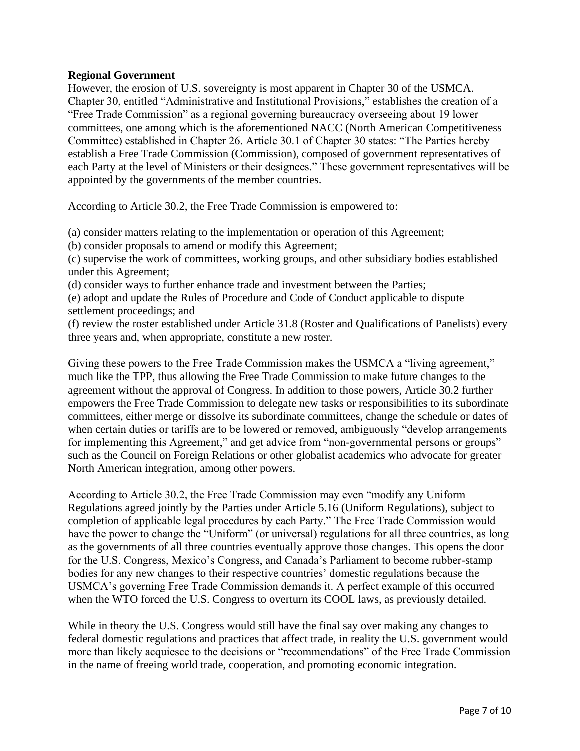**Regional Government**

However, the erosion of U.S. sovereignty is most apparent in Chapter 30 of the USMCA. Chapter 30, entitled "Administrative and Institutional Provisions," establishes the creation of a "Free Trade Commission" as a regional governing bureaucracy overseeing about 19 lower committees, one among which is the aforementioned NACC (North American Competitiveness Committee) established in Chapter 26. Article 30.1 of Chapter 30 states: "The Parties hereby establish a Free Trade Commission (Commission), composed of government representatives of each Party at the level of Ministers or their designees." These government representatives will be appointed by the governments of the member countries.

According to Article 30.2, the Free Trade Commission is empowered to:

(a) consider matters relating to the implementation or operation of this Agreement;
(b) consider proposals to amend or modify this Agreement;
(c) supervise the work of committees, working groups, and other subsidiary bodies established under this Agreement;
(d) consider ways to further enhance trade and investment between the Parties;
(e) adopt and update the Rules of Procedure and Code of Conduct applicable to dispute settlement proceedings; and
(f) review the roster established under Article 31.8 (Roster and Qualifications of Panelists) every three years and, when appropriate, constitute a new roster.

Giving these powers to the Free Trade Commission makes the USMCA a "living agreement," much like the TPP, thus allowing the Free Trade Commission to make future changes to the agreement without the approval of Congress. In addition to those powers, Article 30.2 further empowers the Free Trade Commission to delegate new tasks or responsibilities to its subordinate committees, either merge or dissolve its subordinate committees, change the schedule or dates of when certain duties or tariffs are to be lowered or removed, ambiguously "develop arrangements for implementing this Agreement," and get advice from "non-governmental persons or groups" such as the Council on Foreign Relations or other globalist academics who advocate for greater North American integration, among other powers.

According to Article 30.2, the Free Trade Commission may even "modify any Uniform Regulations agreed jointly by the Parties under Article 5.16 (Uniform Regulations), subject to completion of applicable legal procedures by each Party." The Free Trade Commission would have the power to change the "Uniform" (or universal) regulations for all three countries, as long as the governments of all three countries eventually approve those changes. This opens the door for the U.S. Congress, Mexico's Congress, and Canada's Parliament to become rubber-stamp bodies for any new changes to their respective countries' domestic regulations because the USMCA's governing Free Trade Commission demands it. A perfect example of this occurred when the WTO forced the U.S. Congress to overturn its COOL laws, as previously detailed.

While in theory the U.S. Congress would still have the final say over making any changes to federal domestic regulations and practices that affect trade, in reality the U.S. government would more than likely acquiesce to the decisions or "recommendations" of the Free Trade Commission in the name of freeing world trade, cooperation, and promoting economic integration.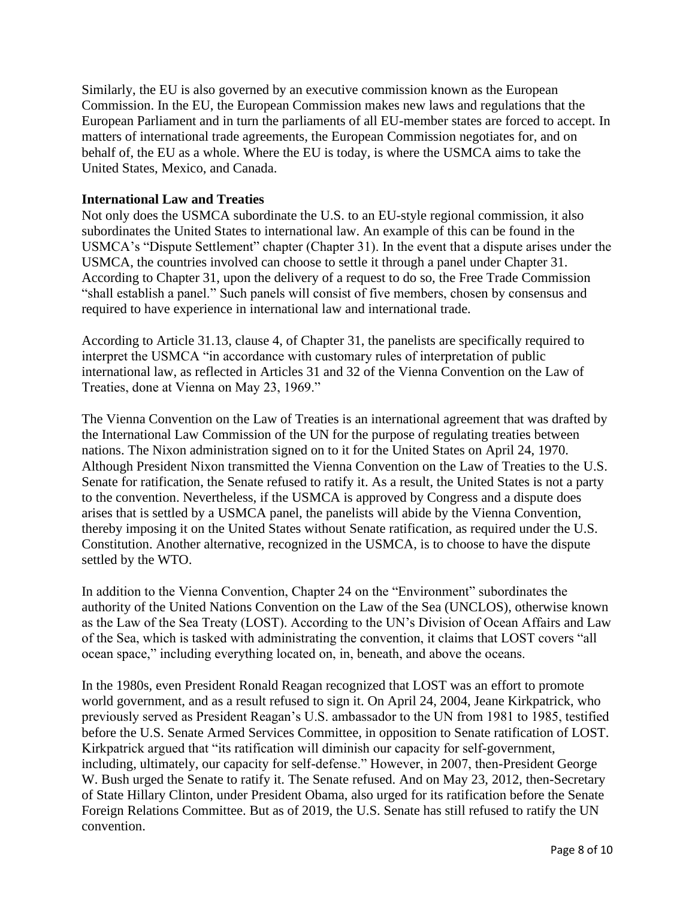Similarly, the EU is also governed by an executive commission known as the European Commission. In the EU, the European Commission makes new laws and regulations that the European Parliament and in turn the parliaments of all EU-member states are forced to accept. In matters of international trade agreements, the European Commission negotiates for, and on behalf of, the EU as a whole. Where the EU is today, is where the USMCA aims to take the United States, Mexico, and Canada.

**International Law and Treaties**

Not only does the USMCA subordinate the U.S. to an EU-style regional commission, it also subordinates the United States to international law. An example of this can be found in the USMCA's "Dispute Settlement" chapter (Chapter 31). In the event that a dispute arises under the USMCA, the countries involved can choose to settle it through a panel under Chapter 31. According to Chapter 31, upon the delivery of a request to do so, the Free Trade Commission "shall establish a panel." Such panels will consist of five members, chosen by consensus and required to have experience in international law and international trade.

According to Article 31.13, clause 4, of Chapter 31, the panelists are specifically required to interpret the USMCA "in accordance with customary rules of interpretation of public international law, as reflected in Articles 31 and 32 of the Vienna Convention on the Law of Treaties, done at Vienna on May 23, 1969."

The Vienna Convention on the Law of Treaties is an international agreement that was drafted by the International Law Commission of the UN for the purpose of regulating treaties between nations. The Nixon administration signed on to it for the United States on April 24, 1970. Although President Nixon transmitted the Vienna Convention on the Law of Treaties to the U.S. Senate for ratification, the Senate refused to ratify it. As a result, the United States is not a party to the convention. Nevertheless, if the USMCA is approved by Congress and a dispute does arises that is settled by a USMCA panel, the panelists will abide by the Vienna Convention, thereby imposing it on the United States without Senate ratification, as required under the U.S. Constitution. Another alternative, recognized in the USMCA, is to choose to have the dispute settled by the WTO.

In addition to the Vienna Convention, Chapter 24 on the "Environment" subordinates the authority of the United Nations Convention on the Law of the Sea (UNCLOS), otherwise known as the Law of the Sea Treaty (LOST). According to the UN's Division of Ocean Affairs and Law of the Sea, which is tasked with administrating the convention, it claims that LOST covers "all ocean space," including everything located on, in, beneath, and above the oceans.

In the 1980s, even President Ronald Reagan recognized that LOST was an effort to promote world government, and as a result refused to sign it. On April 24, 2004, Jeane Kirkpatrick, who previously served as President Reagan's U.S. ambassador to the UN from 1981 to 1985, testified before the U.S. Senate Armed Services Committee, in opposition to Senate ratification of LOST. Kirkpatrick argued that "its ratification will diminish our capacity for self-government, including, ultimately, our capacity for self-defense." However, in 2007, then-President George W. Bush urged the Senate to ratify it. The Senate refused. And on May 23, 2012, then-Secretary of State Hillary Clinton, under President Obama, also urged for its ratification before the Senate Foreign Relations Committee. But as of 2019, the U.S. Senate has still refused to ratify the UN convention.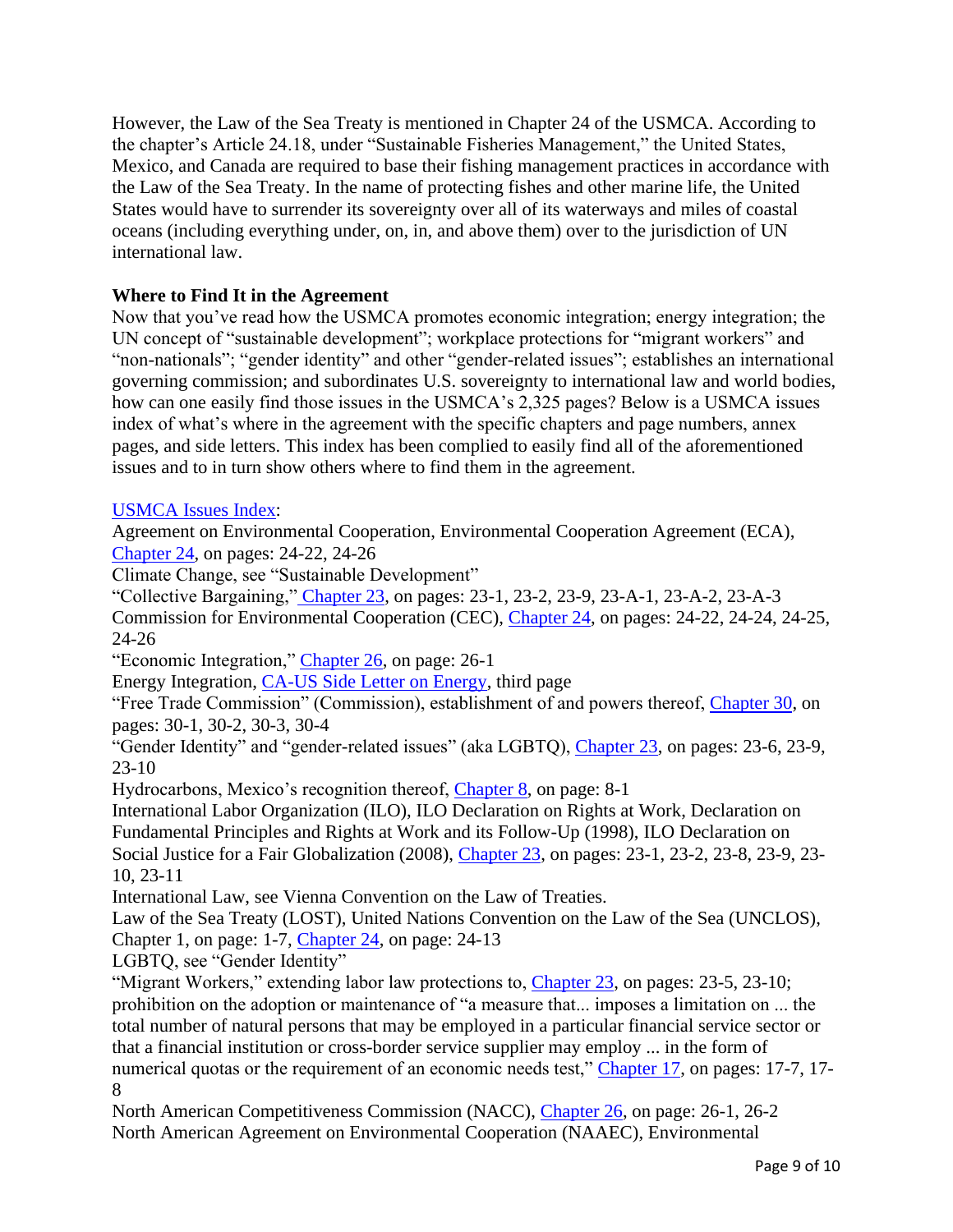However, the Law of the Sea Treaty is mentioned in Chapter 24 of the USMCA. According to the chapter's Article 24.18, under "Sustainable Fisheries Management," the United States, Mexico, and Canada are required to base their fishing management practices in accordance with the Law of the Sea Treaty. In the name of protecting fishes and other marine life, the United States would have to surrender its sovereignty over all of its waterways and miles of coastal oceans (including everything under, on, in, and above them) over to the jurisdiction of UN international law.

**Where to Find It in the Agreement**

Now that you've read how the USMCA promotes economic integration; energy integration; the UN concept of "sustainable development"; workplace protections for "migrant workers" and "non-nationals"; "gender identity" and other "gender-related issues"; establishes an international governing commission; and subordinates U.S. sovereignty to international law and world bodies, how can one easily find those issues in the USMCA's 2,325 pages? Below is a USMCA issues index of what's where in the agreement with the specific chapters and page numbers, annex pages, and side letters. This index has been complied to easily find all of the aforementioned issues and to in turn show others where to find them in the agreement.

USMCA Issues Index:

Agreement on Environmental Cooperation, Environmental Cooperation Agreement (ECA), Chapter 24, on pages: 24-22, 24-26

Climate Change, see "Sustainable Development"

"Collective Bargaining," Chapter 23, on pages: 23-1, 23-2, 23-9, 23-A-1, 23-A-2, 23-A-3

Commission for Environmental Cooperation (CEC), Chapter 24, on pages: 24-22, 24-24, 24-25, 24-26

"Economic Integration," Chapter 26, on page: 26-1

Energy Integration, CA-US Side Letter on Energy, third page

"Free Trade Commission" (Commission), establishment of and powers thereof, Chapter 30, on pages: 30-1, 30-2, 30-3, 30-4

"Gender Identity" and "gender-related issues" (aka LGBTQ), Chapter 23, on pages: 23-6, 23-9, 23-10

Hydrocarbons, Mexico's recognition thereof, Chapter 8, on page: 8-1

International Labor Organization (ILO), ILO Declaration on Rights at Work, Declaration on Fundamental Principles and Rights at Work and its Follow-Up (1998), ILO Declaration on Social Justice for a Fair Globalization (2008), Chapter 23, on pages: 23-1, 23-2, 23-8, 23-9, 23-10, 23-11

International Law, see Vienna Convention on the Law of Treaties.

Law of the Sea Treaty (LOST), United Nations Convention on the Law of the Sea (UNCLOS), Chapter 1, on page: 1-7, Chapter 24, on page: 24-13

LGBTQ, see "Gender Identity"

"Migrant Workers," extending labor law protections to, Chapter 23, on pages: 23-5, 23-10; prohibition on the adoption or maintenance of "a measure that... imposes a limitation on ... the total number of natural persons that may be employed in a particular financial service sector or that a financial institution or cross-border service supplier may employ ... in the form of numerical quotas or the requirement of an economic needs test," Chapter 17, on pages: 17-7, 17-8

North American Competitiveness Commission (NACC), Chapter 26, on page: 26-1, 26-2

North American Agreement on Environmental Cooperation (NAAEC), Environmental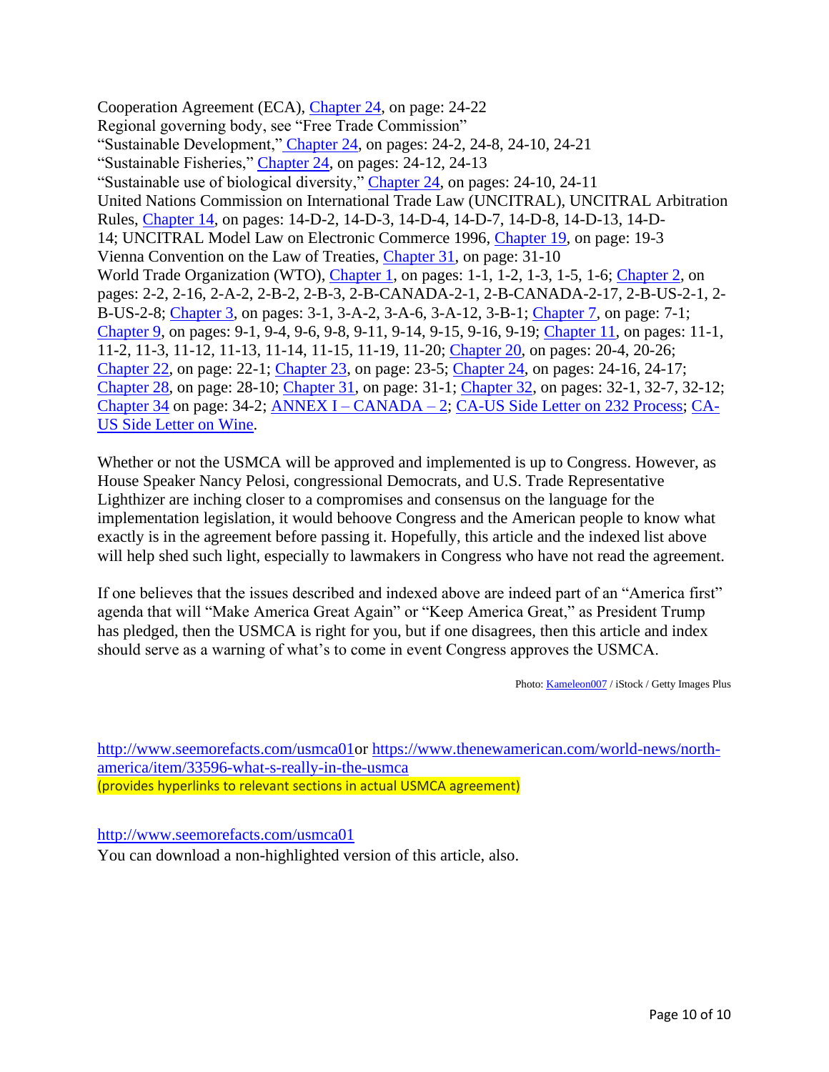Cooperation Agreement (ECA), Chapter 24, on page: 24-22
Regional governing body, see "Free Trade Commission"
"Sustainable Development," Chapter 24, on pages: 24-2, 24-8, 24-10, 24-21
"Sustainable Fisheries," Chapter 24, on pages: 24-12, 24-13
"Sustainable use of biological diversity," Chapter 24, on pages: 24-10, 24-11
United Nations Commission on International Trade Law (UNCITRAL), UNCITRAL Arbitration Rules, Chapter 14, on pages: 14-D-2, 14-D-3, 14-D-4, 14-D-7, 14-D-8, 14-D-13, 14-D-14; UNCITRAL Model Law on Electronic Commerce 1996, Chapter 19, on page: 19-3
Vienna Convention on the Law of Treaties, Chapter 31, on page: 31-10
World Trade Organization (WTO), Chapter 1, on pages: 1-1, 1-2, 1-3, 1-5, 1-6; Chapter 2, on pages: 2-2, 2-16, 2-A-2, 2-B-2, 2-B-3, 2-B-CANADA-2-1, 2-B-CANADA-2-17, 2-B-US-2-1, 2-B-US-2-8; Chapter 3, on pages: 3-1, 3-A-2, 3-A-6, 3-A-12, 3-B-1; Chapter 7, on page: 7-1; Chapter 9, on pages: 9-1, 9-4, 9-6, 9-8, 9-11, 9-14, 9-15, 9-16, 9-19; Chapter 11, on pages: 11-1, 11-2, 11-3, 11-12, 11-13, 11-14, 11-15, 11-19, 11-20; Chapter 20, on pages: 20-4, 20-26; Chapter 22, on page: 22-1; Chapter 23, on page: 23-5; Chapter 24, on pages: 24-16, 24-17; Chapter 28, on page: 28-10; Chapter 31, on page: 31-1; Chapter 32, on pages: 32-1, 32-7, 32-12; Chapter 34 on page: 34-2; ANNEX I – CANADA – 2; CA-US Side Letter on 232 Process; CA-US Side Letter on Wine.

Whether or not the USMCA will be approved and implemented is up to Congress. However, as House Speaker Nancy Pelosi, congressional Democrats, and U.S. Trade Representative Lighthizer are inching closer to a compromises and consensus on the language for the implementation legislation, it would behoove Congress and the American people to know what exactly is in the agreement before passing it. Hopefully, this article and the indexed list above will help shed such light, especially to lawmakers in Congress who have not read the agreement.

If one believes that the issues described and indexed above are indeed part of an "America first" agenda that will "Make America Great Again" or "Keep America Great," as President Trump has pledged, then the USMCA is right for you, but if one disagrees, then this article and index should serve as a warning of what's to come in event Congress approves the USMCA.

Photo: Kameleon007 / iStock / Getty Images Plus

http://www.seemorefacts.com/usmca01or https://www.thenewamerican.com/world-news/north-america/item/33596-what-s-really-in-the-usmca
(provides hyperlinks to relevant sections in actual USMCA agreement)

http://www.seemorefacts.com/usmca01
You can download a non-highlighted version of this article, also.